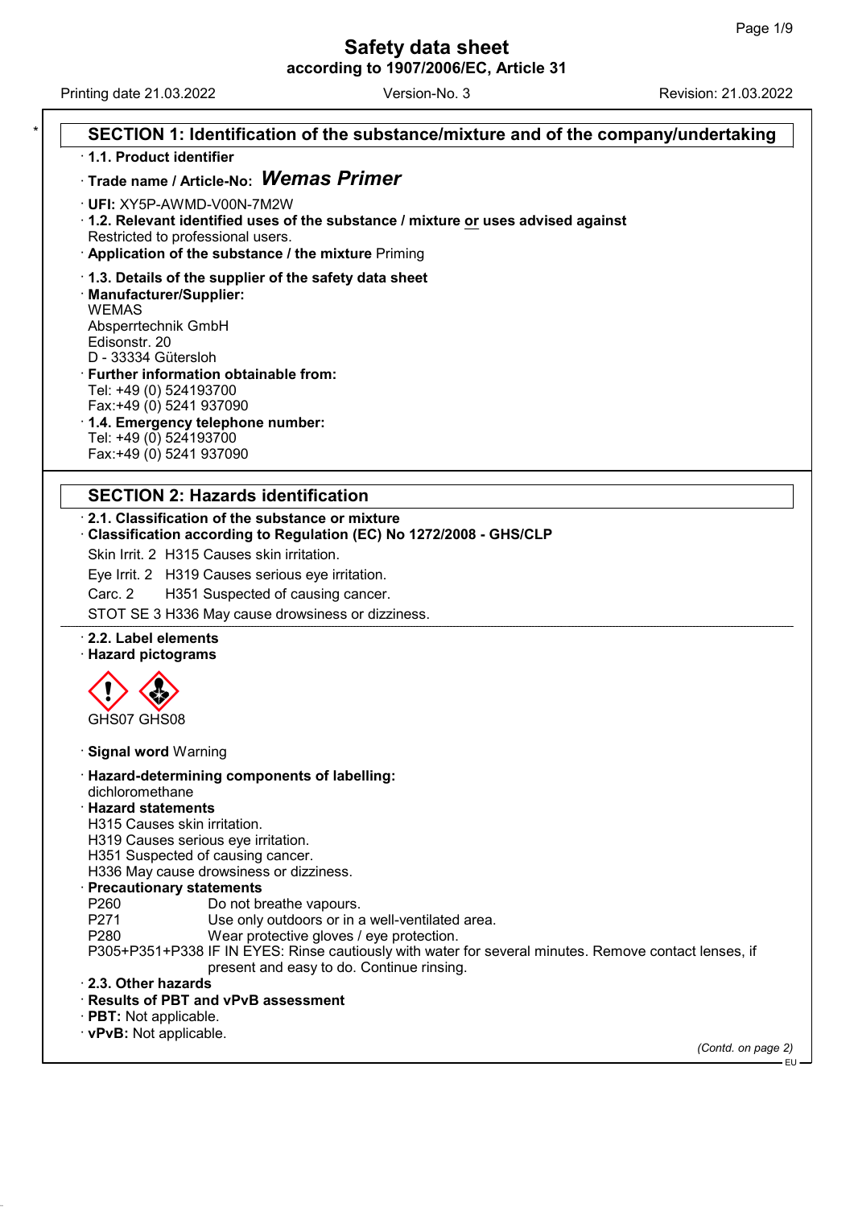# Safety data sheet
**according to 1907/2006/EC, Article 31**

Printing date 21.03.2022 Version-No. 3 Revision: 21.03.2022

## SECTION 1: Identification of the substance/mixture and of the company/undertaking

· **1.1. Product identifier**

· **Trade name / Article-No:** ***Wemas Primer***

· **UFI:** XY5P-AWMD-V00N-7M2W

· **1.2. Relevant identified uses of the substance / mixture or uses advised against**
Restricted to professional users.

· **Application of the substance / the mixture** Priming

· **1.3. Details of the supplier of the safety data sheet**

· **Manufacturer/Supplier:**
WEMAS
Absperrtechnik GmbH
Edisonstr. 20
D - 33334 Gütersloh

· **Further information obtainable from:**
Tel: +49 (0) 524193700
Fax:+49 (0) 5241 937090

· **1.4. Emergency telephone number:**
Tel: +49 (0) 524193700
Fax:+49 (0) 5241 937090

## SECTION 2: Hazards identification

· **2.1. Classification of the substance or mixture**

· **Classification according to Regulation (EC) No 1272/2008 - GHS/CLP**

Skin Irrit. 2 H315 Causes skin irritation.

Eye Irrit. 2 H319 Causes serious eye irritation.

Carc. 2 H351 Suspected of causing cancer.

STOT SE 3 H336 May cause drowsiness or dizziness.

· **2.2. Label elements**

· **Hazard pictograms**

GHS07 GHS08

· **Signal word** Warning

· **Hazard-determining components of labelling:**
dichloromethane

· **Hazard statements**
H315 Causes skin irritation.
H319 Causes serious eye irritation.
H351 Suspected of causing cancer.
H336 May cause drowsiness or dizziness.

· **Precautionary statements**

P260 Do not breathe vapours.
P271 Use only outdoors or in a well-ventilated area.
P280 Wear protective gloves / eye protection.
P305+P351+P338 IF IN EYES: Rinse cautiously with water for several minutes. Remove contact lenses, if present and easy to do. Continue rinsing.

· **2.3. Other hazards**

· **Results of PBT and vPvB assessment**

· **PBT:** Not applicable.

· **vPvB:** Not applicable.

*(Contd. on page 2)*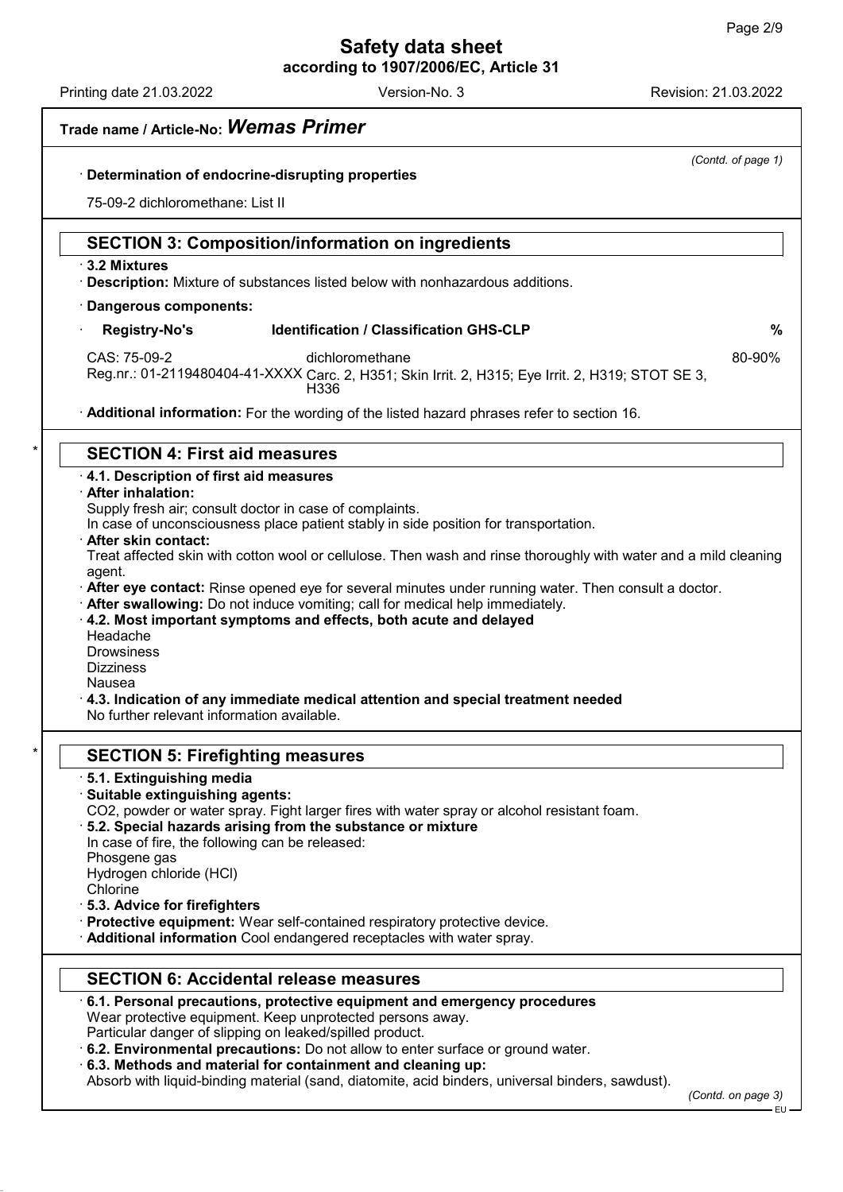**Trade name / Article-No: *Wemas Primer***

*(Contd. of page 1)*

· **Determination of endocrine-disrupting properties**

75-09-2 dichloromethane: List II

## SECTION 3: Composition/information on ingredients

· **3.2 Mixtures**

· **Description:** Mixture of substances listed below with nonhazardous additions.

· **Dangerous components:**

| Registry-No's | Identification / Classification GHS-CLP | % |
|---|---|---|
| CAS: 75-09-2<br>Reg.nr.: 01-2119480404-41-XXXX | dichloromethane<br>Carc. 2, H351; Skin Irrit. 2, H315; Eye Irrit. 2, H319; STOT SE 3, H336 | 80-90% |

· **Additional information:** For the wording of the listed hazard phrases refer to section 16.

## SECTION 4: First aid measures

· **4.1. Description of first aid measures**

· **After inhalation:**

Supply fresh air; consult doctor in case of complaints.

In case of unconsciousness place patient stably in side position for transportation.

· **After skin contact:**

Treat affected skin with cotton wool or cellulose. Then wash and rinse thoroughly with water and a mild cleaning agent.

· **After eye contact:** Rinse opened eye for several minutes under running water. Then consult a doctor.

· **After swallowing:** Do not induce vomiting; call for medical help immediately.

· **4.2. Most important symptoms and effects, both acute and delayed**

Headache
Drowsiness
Dizziness
Nausea

· **4.3. Indication of any immediate medical attention and special treatment needed**

No further relevant information available.

## SECTION 5: Firefighting measures

· **5.1. Extinguishing media**

· **Suitable extinguishing agents:**

CO2, powder or water spray. Fight larger fires with water spray or alcohol resistant foam.

· **5.2. Special hazards arising from the substance or mixture**

In case of fire, the following can be released:
Phosgene gas
Hydrogen chloride (HCl)
Chlorine

· **5.3. Advice for firefighters**

· **Protective equipment:** Wear self-contained respiratory protective device.

· **Additional information** Cool endangered receptacles with water spray.

## SECTION 6: Accidental release measures

· **6.1. Personal precautions, protective equipment and emergency procedures**

Wear protective equipment. Keep unprotected persons away.

Particular danger of slipping on leaked/spilled product.

· **6.2. Environmental precautions:** Do not allow to enter surface or ground water.

· **6.3. Methods and material for containment and cleaning up:**

Absorb with liquid-binding material (sand, diatomite, acid binders, universal binders, sawdust).

*(Contd. on page 3)*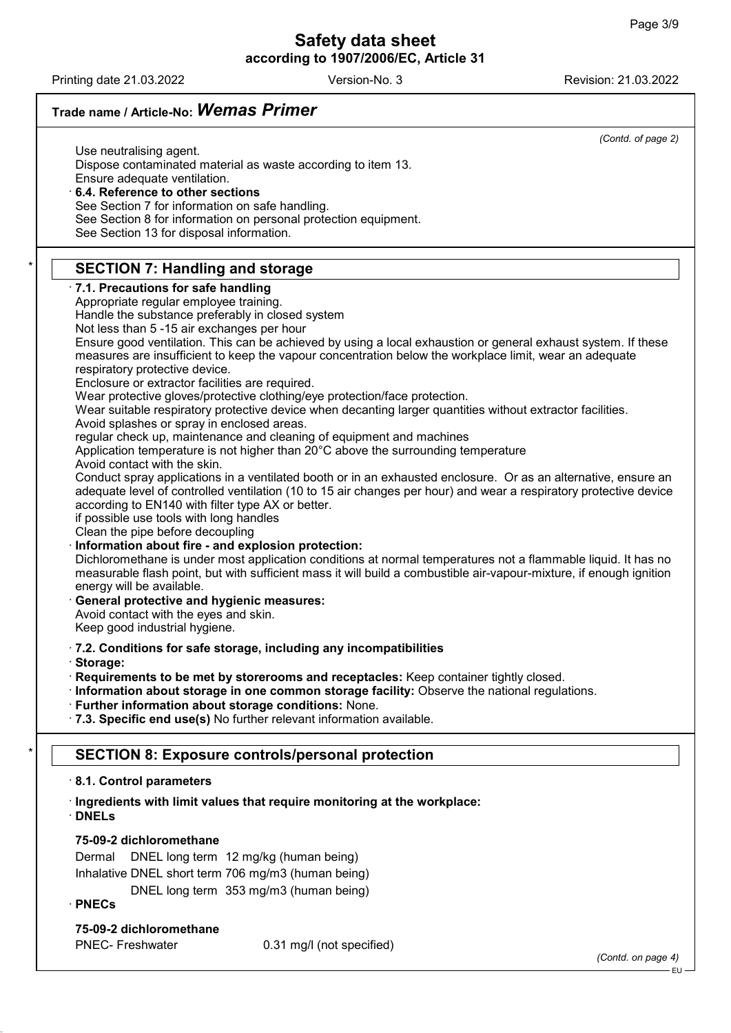## Trade name / Article-No: *Wemas Primer*

*(Contd. of page 2)*

Use neutralising agent.
Dispose contaminated material as waste according to item 13.
Ensure adequate ventilation.

· **6.4. Reference to other sections**
See Section 7 for information on safe handling.
See Section 8 for information on personal protection equipment.
See Section 13 for disposal information.

## * SECTION 7: Handling and storage

· **7.1. Precautions for safe handling**
Appropriate regular employee training.
Handle the substance preferably in closed system
Not less than 5 -15 air exchanges per hour
Ensure good ventilation. This can be achieved by using a local exhaustion or general exhaust system. If these measures are insufficient to keep the vapour concentration below the workplace limit, wear an adequate respiratory protective device.
Enclosure or extractor facilities are required.
Wear protective gloves/protective clothing/eye protection/face protection.
Wear suitable respiratory protective device when decanting larger quantities without extractor facilities.
Avoid splashes or spray in enclosed areas.
regular check up, maintenance and cleaning of equipment and machines
Application temperature is not higher than 20°C above the surrounding temperature
Avoid contact with the skin.
Conduct spray applications in a ventilated booth or in an exhausted enclosure. Or as an alternative, ensure an adequate level of controlled ventilation (10 to 15 air changes per hour) and wear a respiratory protective device according to EN140 with filter type AX or better.
if possible use tools with long handles
Clean the pipe before decoupling

· **Information about fire - and explosion protection:**
Dichloromethane is under most application conditions at normal temperatures not a flammable liquid. It has no measurable flash point, but with sufficient mass it will build a combustible air-vapour-mixture, if enough ignition energy will be available.

· **General protective and hygienic measures:**
Avoid contact with the eyes and skin.
Keep good industrial hygiene.

· **7.2. Conditions for safe storage, including any incompatibilities**
· **Storage:**
· **Requirements to be met by storerooms and receptacles:** Keep container tightly closed.
· **Information about storage in one common storage facility:** Observe the national regulations.
· **Further information about storage conditions:** None.
· **7.3. Specific end use(s)** No further relevant information available.

## * SECTION 8: Exposure controls/personal protection

· **8.1. Control parameters**

· **Ingredients with limit values that require monitoring at the workplace:**
· **DNELs**

**75-09-2 dichloromethane**

| | | |
|---|---|---|
| Dermal | DNEL long term | 12 mg/kg (human being) |
| Inhalative | DNEL short term | 706 mg/m3 (human being) |
| | DNEL long term | 353 mg/m3 (human being) |

· **PNECs**

**75-09-2 dichloromethane**

| | |
|---|---|
| PNEC- Freshwater | 0.31 mg/l (not specified) |

*(Contd. on page 4)*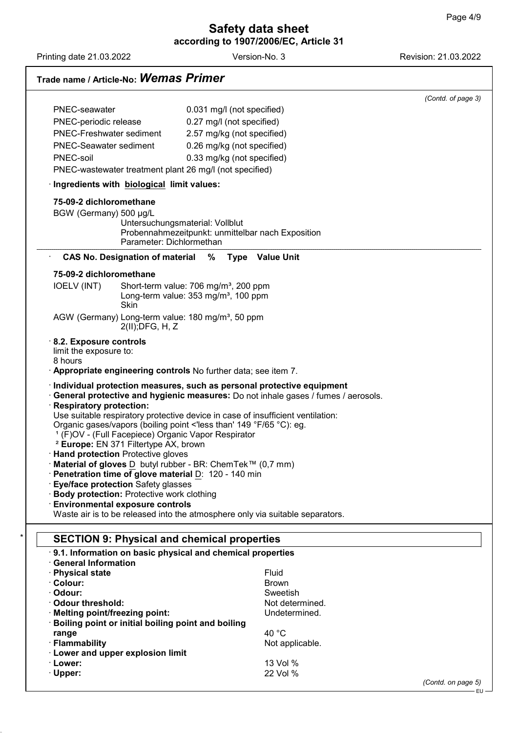## Trade name / Article-No: *Wemas Primer*

*(Contd. of page 3)*

| | |
|---|---|
| PNEC-seawater | 0.031 mg/l (not specified) |
| PNEC-periodic release | 0.27 mg/l (not specified) |
| PNEC-Freshwater sediment | 2.57 mg/kg (not specified) |
| PNEC-Seawater sediment | 0.26 mg/kg (not specified) |
| PNEC-soil | 0.33 mg/kg (not specified) |

PNEC-wastewater treatment plant 26 mg/l (not specified)

· **Ingredients with biological limit values:**

**75-09-2 dichloromethane**

BGW (Germany) 500 µg/L
Untersuchungsmaterial: Vollblut
Probennahmezeitpunkt: unmittelbar nach Exposition
Parameter: Dichlormethan

· **CAS No. Designation of material % Type Value Unit**

**75-09-2 dichloromethane**

IOELV (INT) Short-term value: 706 mg/m³, 200 ppm
Long-term value: 353 mg/m³, 100 ppm
Skin

AGW (Germany) Long-term value: 180 mg/m³, 50 ppm
2(II);DFG, H, Z

· **8.2. Exposure controls**
limit the exposure to:
8 hours

· **Appropriate engineering controls** No further data; see item 7.

· **Individual protection measures, such as personal protective equipment**
· **General protective and hygienic measures:** Do not inhale gases / fumes / aerosols.
· **Respiratory protection:**
Use suitable respiratory protective device in case of insufficient ventilation:
Organic gases/vapors (boiling point <'less than' 149 °F/65 °C): eg.
[1] (F)OV - (Full Facepiece) Organic Vapor Respirator
[2] **Europe:** EN 371 Filtertype AX, brown
· **Hand protection** Protective gloves
· **Material of gloves** D butyl rubber - BR: ChemTek™ (0,7 mm)
· **Penetration time of glove material** D: 120 - 140 min
· **Eye/face protection** Safety glasses
· **Body protection:** Protective work clothing
· **Environmental exposure controls**
Waste air is to be released into the atmosphere only via suitable separators.

## SECTION 9: Physical and chemical properties

· **9.1. Information on basic physical and chemical properties**

· **General Information**

| | |
|---|---|
| · **Physical state** | Fluid |
| · **Colour:** | Brown |
| · **Odour:** | Sweetish |
| · **Odour threshold:** | Not determined. |
| · **Melting point/freezing point:** | Undetermined. |
| · **Boiling point or initial boiling point and boiling range** | 40 °C |
| · **Flammability** | Not applicable. |
| · **Lower and upper explosion limit** | |
| · **Lower:** | 13 Vol % |
| · **Upper:** | 22 Vol % |

*(Contd. on page 5)*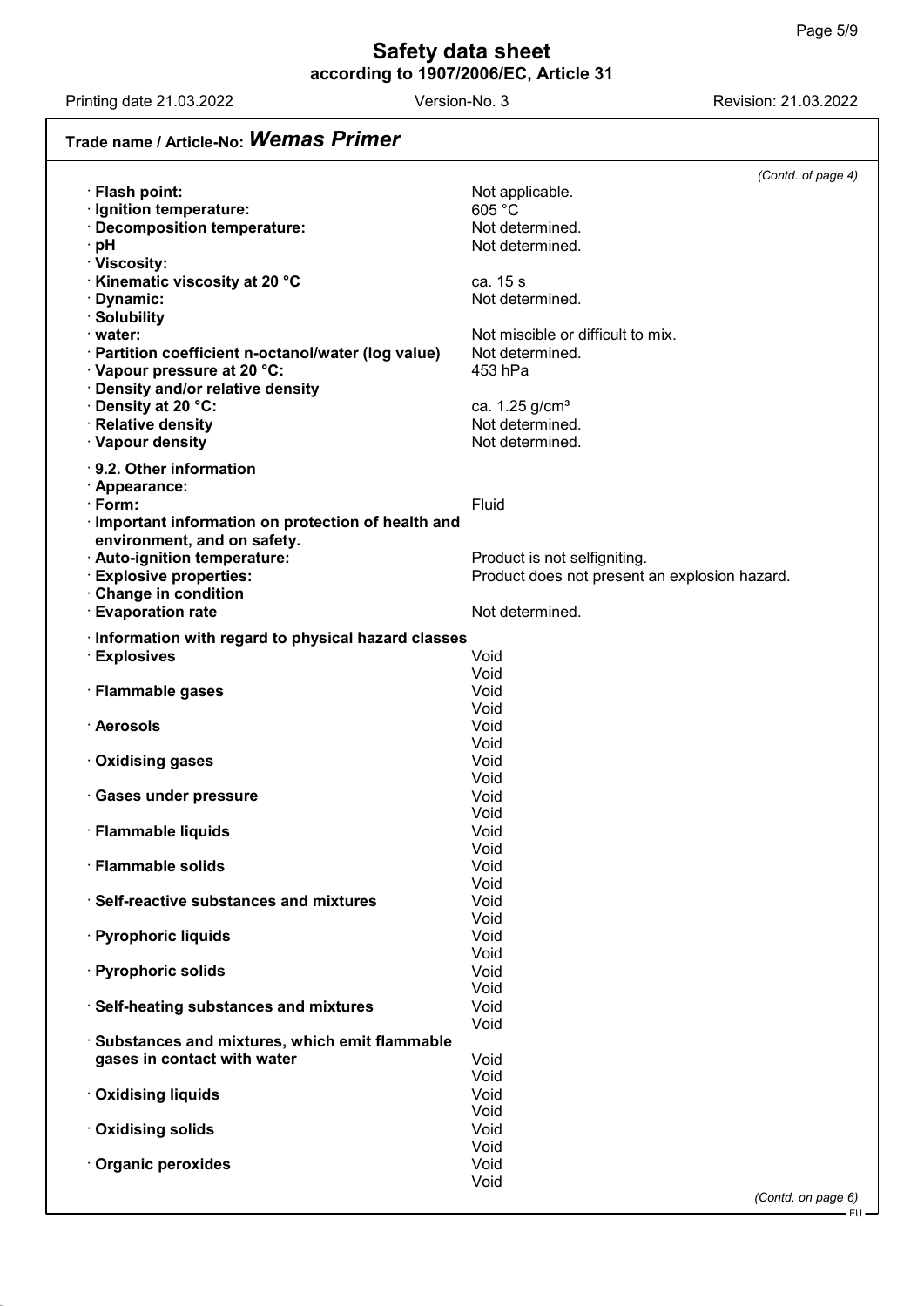**Trade name / Article-No: *Wemas Primer***

*(Contd. of page 4)*

| | |
|---|---|
| · **Flash point:** | Not applicable. |
| · **Ignition temperature:** | 605 °C |
| · **Decomposition temperature:** | Not determined. |
| · **pH** | Not determined. |
| · **Viscosity:** | |
| · **Kinematic viscosity at 20 °C** | ca. 15 s |
| · **Dynamic:** | Not determined. |
| · **Solubility** | |
| · **water:** | Not miscible or difficult to mix. |
| · **Partition coefficient n-octanol/water (log value)** | Not determined. |
| · **Vapour pressure at 20 °C:** | 453 hPa |
| · **Density and/or relative density** | |
| · **Density at 20 °C:** | ca. 1.25 g/cm³ |
| · **Relative density** | Not determined. |
| · **Vapour density** | Not determined. |

· **9.2. Other information**

| | |
|---|---|
| · **Appearance:** | |
| · **Form:** | Fluid |
| · **Important information on protection of health and environment, and on safety.** | |
| · **Auto-ignition temperature:** | Product is not selfigniting. |
| · **Explosive properties:** | Product does not present an explosion hazard. |
| · **Change in condition** | |
| · **Evaporation rate** | Not determined. |

· **Information with regard to physical hazard classes**

| | |
|---|---|
| · **Explosives** | Void<br>Void |
| · **Flammable gases** | Void<br>Void |
| · **Aerosols** | Void<br>Void |
| · **Oxidising gases** | Void<br>Void |
| · **Gases under pressure** | Void<br>Void |
| · **Flammable liquids** | Void<br>Void |
| · **Flammable solids** | Void<br>Void |
| · **Self-reactive substances and mixtures** | Void<br>Void |
| · **Pyrophoric liquids** | Void<br>Void |
| · **Pyrophoric solids** | Void<br>Void |
| · **Self-heating substances and mixtures** | Void<br>Void |
| · **Substances and mixtures, which emit flammable gases in contact with water** | Void<br>Void |
| · **Oxidising liquids** | Void<br>Void |
| · **Oxidising solids** | Void<br>Void |
| · **Organic peroxides** | Void<br>Void |

*(Contd. on page 6)*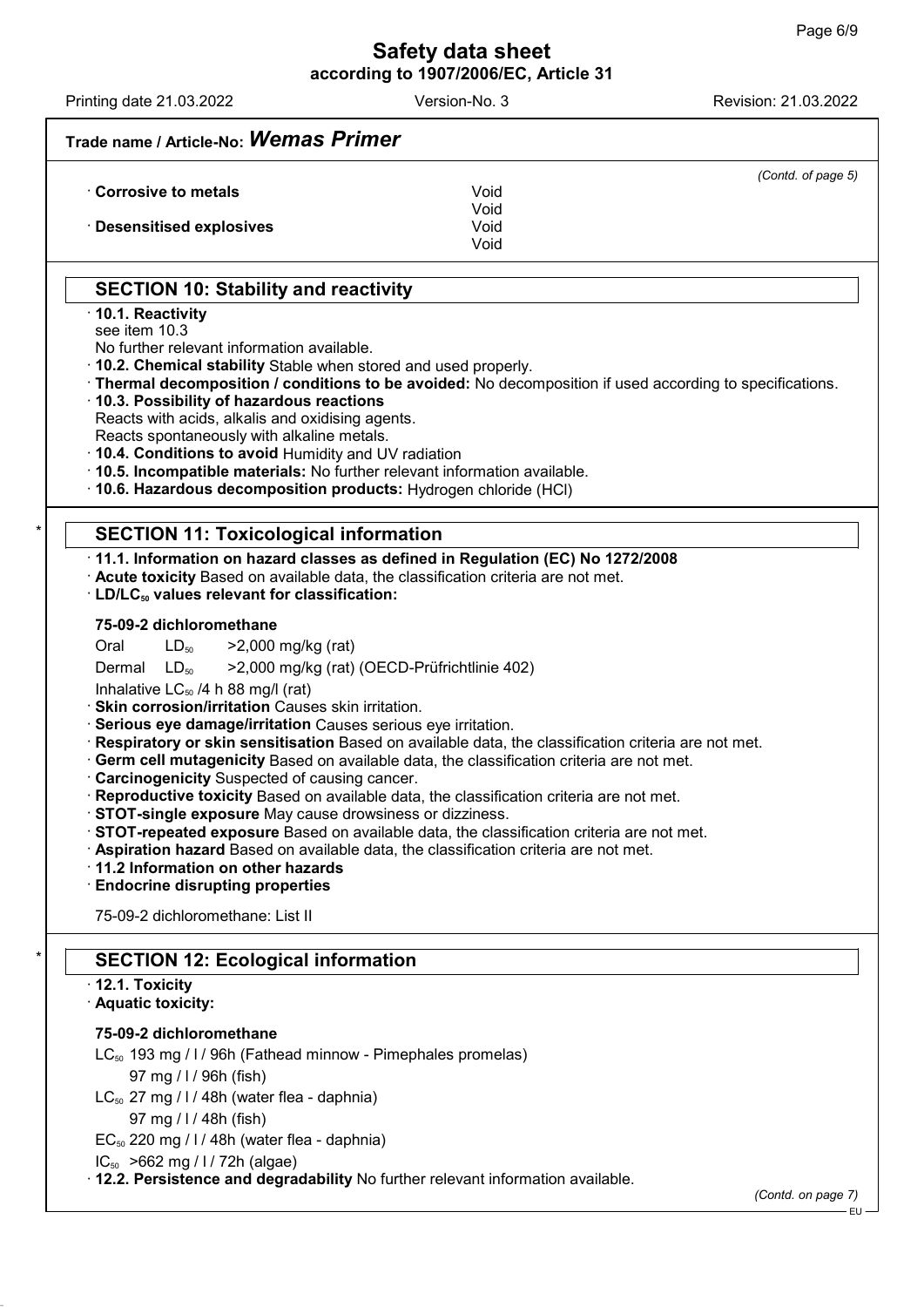**Trade name / Article-No:** ***Wemas Primer***

*(Contd. of page 5)*

· **Corrosive to metals** Void
Void

· **Desensitised explosives** Void
Void

## SECTION 10: Stability and reactivity

· **10.1. Reactivity**
see item 10.3
No further relevant information available.
· **10.2. Chemical stability** Stable when stored and used properly.
· **Thermal decomposition / conditions to be avoided:** No decomposition if used according to specifications.
· **10.3. Possibility of hazardous reactions**
Reacts with acids, alkalis and oxidising agents.
Reacts spontaneously with alkaline metals.
· **10.4. Conditions to avoid** Humidity and UV radiation
· **10.5. Incompatible materials:** No further relevant information available.
· **10.6. Hazardous decomposition products:** Hydrogen chloride (HCl)

## SECTION 11: Toxicological information

· **11.1. Information on hazard classes as defined in Regulation (EC) No 1272/2008**
· **Acute toxicity** Based on available data, the classification criteria are not met.
· **$LD/LC_{50}$ values relevant for classification:**

**75-09-2 dichloromethane**

| | | |
|---|---|---|
| Oral | $LD_{50}$ | >2,000 mg/kg (rat) |
| Dermal | $LD_{50}$ | >2,000 mg/kg (rat) (OECD-Prüfrichtlinie 402) |

Inhalative $LC_{50}$ /4 h 88 mg/l (rat)

· **Skin corrosion/irritation** Causes skin irritation.
· **Serious eye damage/irritation** Causes serious eye irritation.
· **Respiratory or skin sensitisation** Based on available data, the classification criteria are not met.
· **Germ cell mutagenicity** Based on available data, the classification criteria are not met.
· **Carcinogenicity** Suspected of causing cancer.
· **Reproductive toxicity** Based on available data, the classification criteria are not met.
· **STOT-single exposure** May cause drowsiness or dizziness.
· **STOT-repeated exposure** Based on available data, the classification criteria are not met.
· **Aspiration hazard** Based on available data, the classification criteria are not met.
· **11.2 Information on other hazards**
· **Endocrine disrupting properties**

75-09-2 dichloromethane: List II

## SECTION 12: Ecological information

· **12.1. Toxicity**
· **Aquatic toxicity:**

**75-09-2 dichloromethane**

$LC_{50}$ 193 mg / l / 96h (Fathead minnow - Pimephales promelas)
97 mg / l / 96h (fish)
$LC_{50}$ 27 mg / l / 48h (water flea - daphnia)
97 mg / l / 48h (fish)
$EC_{50}$ 220 mg / l / 48h (water flea - daphnia)
$IC_{50}$ >662 mg / l / 72h (algae)

· **12.2. Persistence and degradability** No further relevant information available.

*(Contd. on page 7)*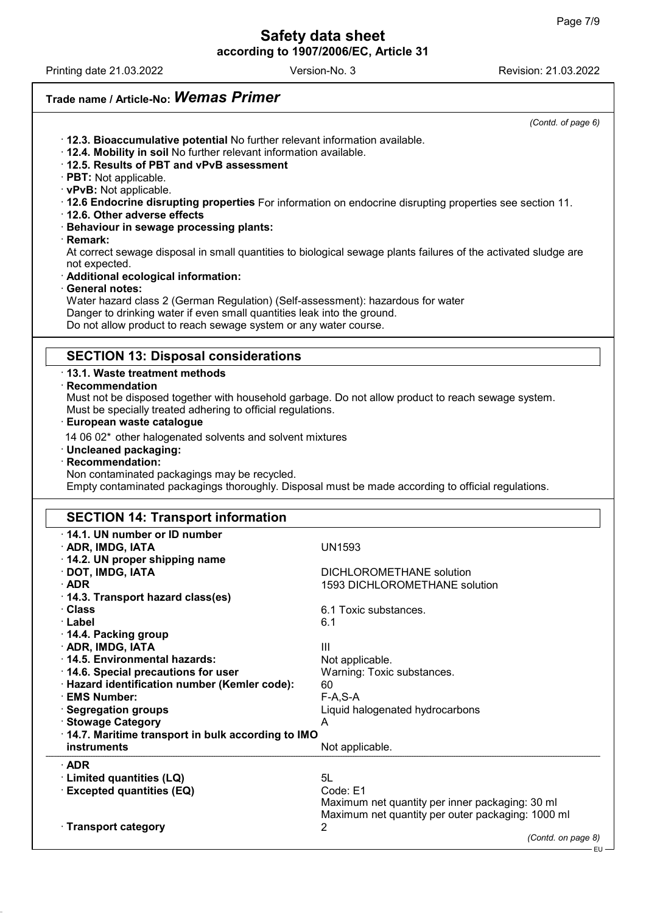## Trade name / Article-No: *Wemas Primer*

*(Contd. of page 6)*

· **12.3. Bioaccumulative potential** No further relevant information available.
· **12.4. Mobility in soil** No further relevant information available.
· **12.5. Results of PBT and vPvB assessment**
· **PBT:** Not applicable.
· **vPvB:** Not applicable.
· **12.6 Endocrine disrupting properties** For information on endocrine disrupting properties see section 11.
· **12.6. Other adverse effects**
· **Behaviour in sewage processing plants:**
· **Remark:**
At correct sewage disposal in small quantities to biological sewage plants failures of the activated sludge are not expected.
· **Additional ecological information:**
· **General notes:**
Water hazard class 2 (German Regulation) (Self-assessment): hazardous for water
Danger to drinking water if even small quantities leak into the ground.
Do not allow product to reach sewage system or any water course.

## SECTION 13: Disposal considerations

· **13.1. Waste treatment methods**
· **Recommendation**
Must not be disposed together with household garbage. Do not allow product to reach sewage system.
Must be specially treated adhering to official regulations.
· **European waste catalogue**

14 06 02* other halogenated solvents and solvent mixtures

· **Uncleaned packaging:**
· **Recommendation:**
Non contaminated packagings may be recycled.
Empty contaminated packagings thoroughly. Disposal must be made according to official regulations.

## SECTION 14: Transport information

| | |
|---|---|
| · **14.1. UN number or ID number** | |
| · **ADR, IMDG, IATA** | UN1593 |
| · **14.2. UN proper shipping name** | |
| · **DOT, IMDG, IATA** | DICHLOROMETHANE solution |
| · **ADR** | 1593 DICHLOROMETHANE solution |
| · **14.3. Transport hazard class(es)** | |
| · **Class** | 6.1 Toxic substances. |
| · **Label** | 6.1 |
| · **14.4. Packing group** | |
| · **ADR, IMDG, IATA** | III |
| · **14.5. Environmental hazards:** | Not applicable. |
| · **14.6. Special precautions for user** | Warning: Toxic substances. |
| · **Hazard identification number (Kemler code):** | 60 |
| · **EMS Number:** | F-A,S-A |
| · **Segregation groups** | Liquid halogenated hydrocarbons |
| · **Stowage Category** | A |
| · **14.7. Maritime transport in bulk according to IMO instruments** | Not applicable. |
| · **ADR** | |
| · **Limited quantities (LQ)** | 5L |
| · **Excepted quantities (EQ)** | Code: E1<br>Maximum net quantity per inner packaging: 30 ml<br>Maximum net quantity per outer packaging: 1000 ml |
| · **Transport category** | 2 |

*(Contd. on page 8)*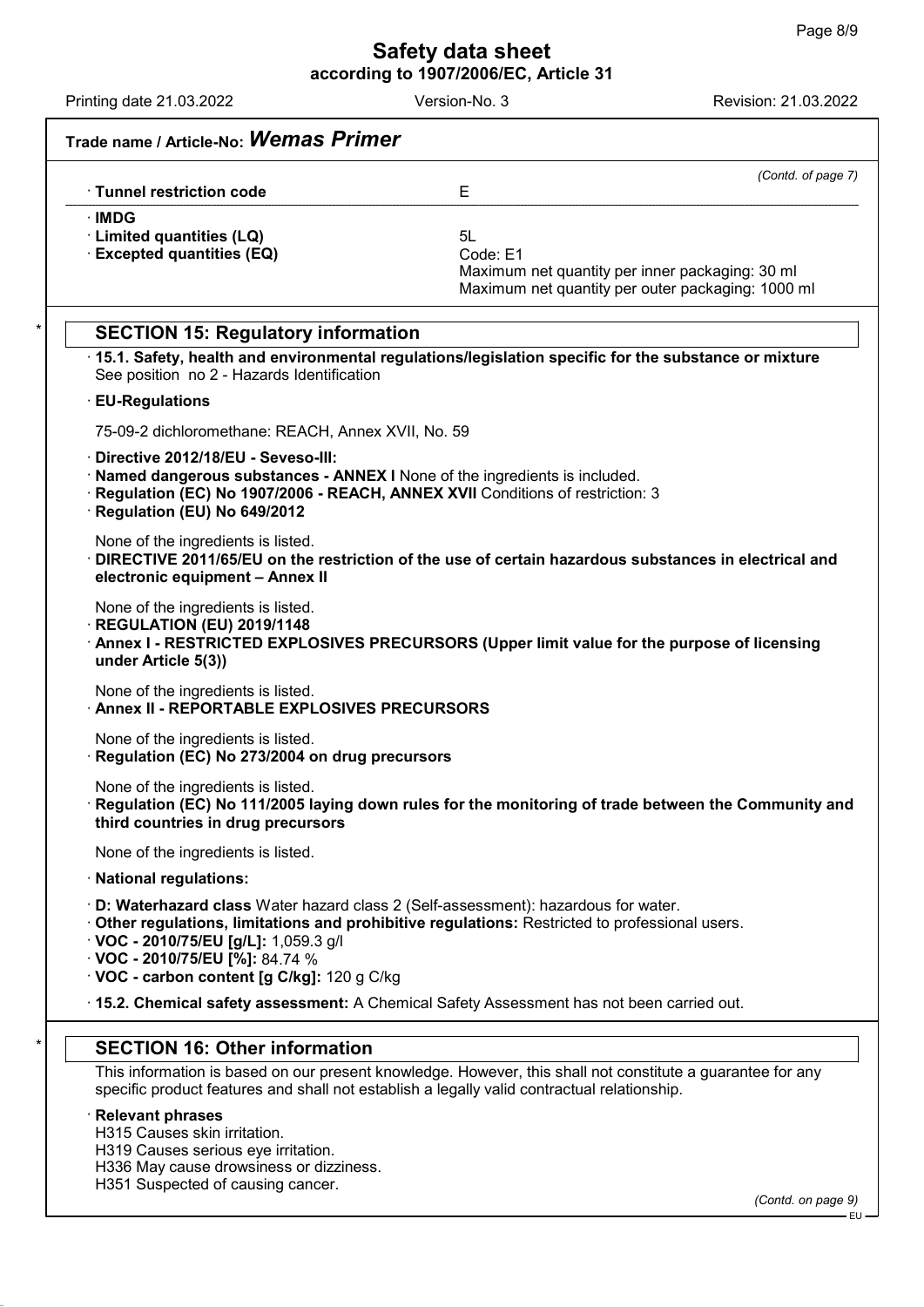**Trade name / Article-No: *Wemas Primer***

*(Contd. of page 7)*

| | |
|---|---|
| · **Tunnel restriction code** | E |
| · **IMDG** | |
| · **Limited quantities (LQ)** | 5L |
| · **Excepted quantities (EQ)** | Code: E1<br>Maximum net quantity per inner packaging: 30 ml<br>Maximum net quantity per outer packaging: 1000 ml |

## SECTION 15: Regulatory information

· **15.1. Safety, health and environmental regulations/legislation specific for the substance or mixture**
See position no 2 - Hazards Identification

· **EU-Regulations**

75-09-2 dichloromethane: REACH, Annex XVII, No. 59

· **Directive 2012/18/EU - Seveso-III:**
· **Named dangerous substances - ANNEX I** None of the ingredients is included.
· **Regulation (EC) No 1907/2006 - REACH, ANNEX XVII** Conditions of restriction: 3
· **Regulation (EU) No 649/2012**

None of the ingredients is listed.
· **DIRECTIVE 2011/65/EU on the restriction of the use of certain hazardous substances in electrical and electronic equipment – Annex II**

None of the ingredients is listed.
· **REGULATION (EU) 2019/1148**
· **Annex I - RESTRICTED EXPLOSIVES PRECURSORS (Upper limit value for the purpose of licensing under Article 5(3))**

None of the ingredients is listed.
· **Annex II - REPORTABLE EXPLOSIVES PRECURSORS**

None of the ingredients is listed.
· **Regulation (EC) No 273/2004 on drug precursors**

None of the ingredients is listed.
· **Regulation (EC) No 111/2005 laying down rules for the monitoring of trade between the Community and third countries in drug precursors**

None of the ingredients is listed.

· **National regulations:**

· **D: Waterhazard class** Water hazard class 2 (Self-assessment): hazardous for water.
· **Other regulations, limitations and prohibitive regulations:** Restricted to professional users.
· **VOC - 2010/75/EU [g/L]:** 1,059.3 g/l
· **VOC - 2010/75/EU [%]:** 84.74 %
· **VOC - carbon content [g C/kg]:** 120 g C/kg

· **15.2. Chemical safety assessment:** A Chemical Safety Assessment has not been carried out.

## SECTION 16: Other information

This information is based on our present knowledge. However, this shall not constitute a guarantee for any specific product features and shall not establish a legally valid contractual relationship.

· **Relevant phrases**
H315 Causes skin irritation.
H319 Causes serious eye irritation.
H336 May cause drowsiness or dizziness.
H351 Suspected of causing cancer.

*(Contd. on page 9)*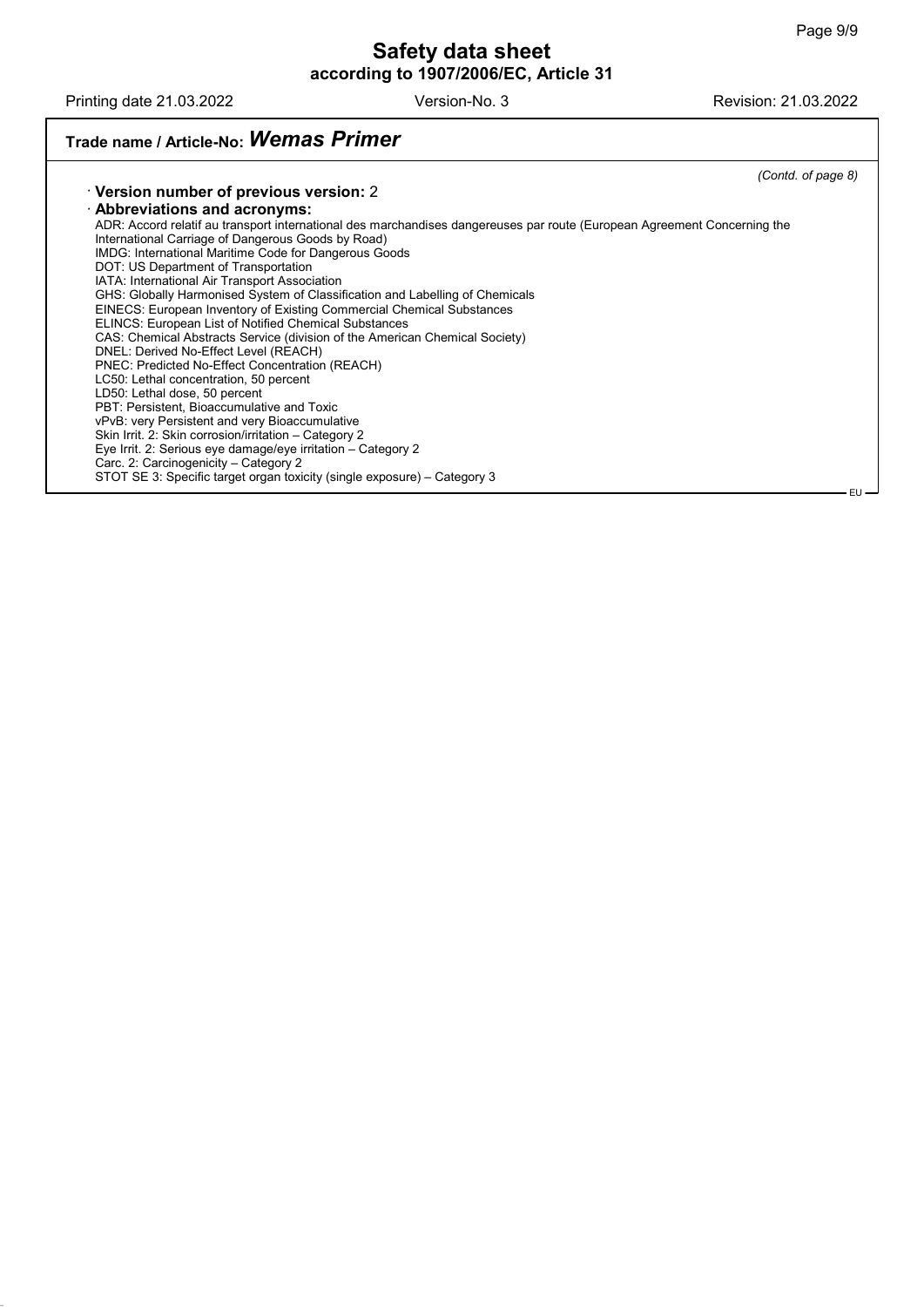## Trade name / Article-No: *Wemas Primer*

*(Contd. of page 8)*

· **Version number of previous version:** 2

· **Abbreviations and acronyms:**

ADR: Accord relatif au transport international des marchandises dangereuses par route (European Agreement Concerning the International Carriage of Dangerous Goods by Road)
IMDG: International Maritime Code for Dangerous Goods
DOT: US Department of Transportation
IATA: International Air Transport Association
GHS: Globally Harmonised System of Classification and Labelling of Chemicals
EINECS: European Inventory of Existing Commercial Chemical Substances
ELINCS: European List of Notified Chemical Substances
CAS: Chemical Abstracts Service (division of the American Chemical Society)
DNEL: Derived No-Effect Level (REACH)
PNEC: Predicted No-Effect Concentration (REACH)
LC50: Lethal concentration, 50 percent
LD50: Lethal dose, 50 percent
PBT: Persistent, Bioaccumulative and Toxic
vPvB: very Persistent and very Bioaccumulative
Skin Irrit. 2: Skin corrosion/irritation – Category 2
Eye Irrit. 2: Serious eye damage/eye irritation – Category 2
Carc. 2: Carcinogenicity – Category 2
STOT SE 3: Specific target organ toxicity (single exposure) – Category 3